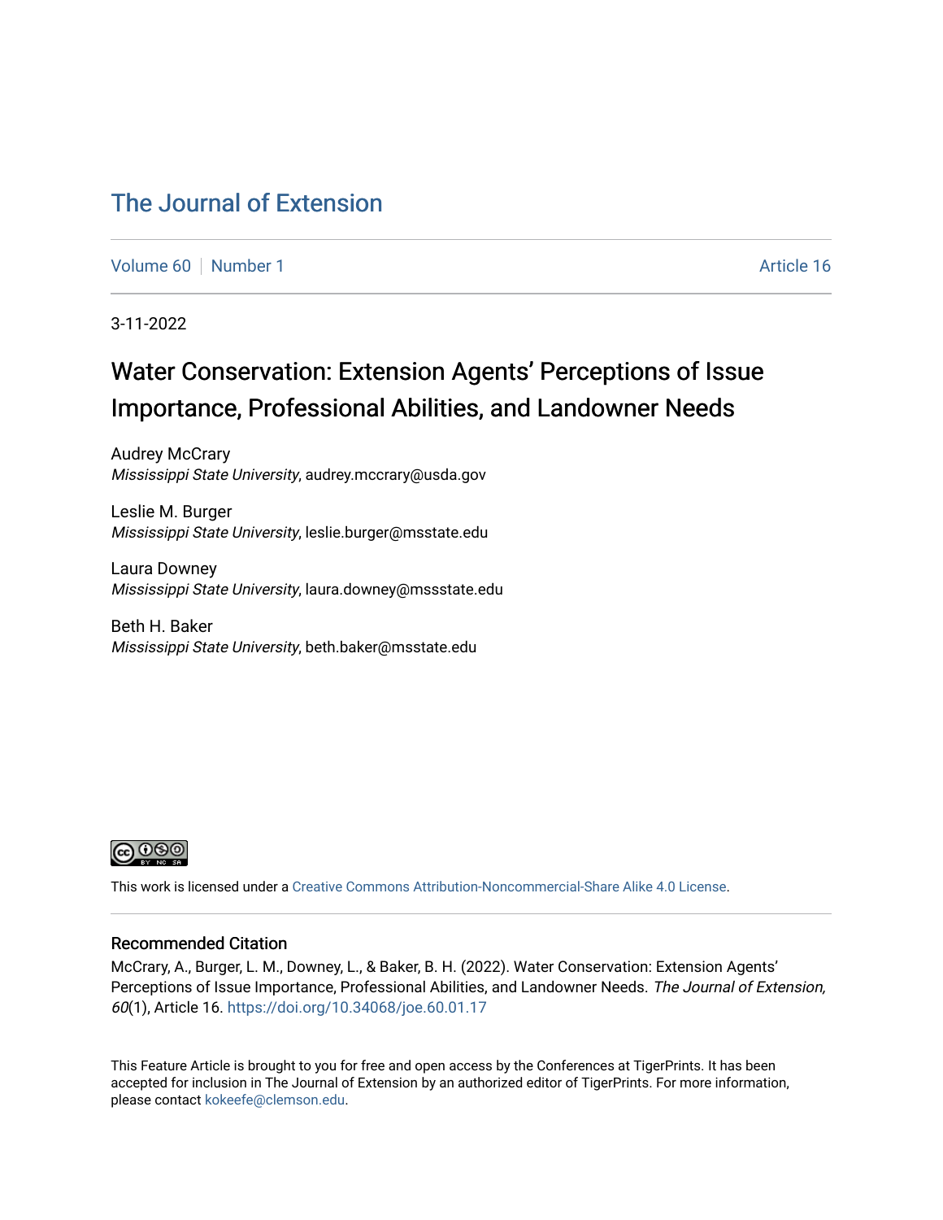# The Journal of Extension

Volume 60 | Number 1 | Article 16

3-11-2022

## Water Conservation: Extension Agents' Perceptions of Issue Importance, Professional Abilities, and Landowner Needs

Audrey McCrary
*Mississippi State University*, audrey.mccrary@usda.gov

Leslie M. Burger
*Mississippi State University*, leslie.burger@msstate.edu

Laura Downey
*Mississippi State University*, laura.downey@mssstate.edu

Beth H. Baker
*Mississippi State University*, beth.baker@msstate.edu

This work is licensed under a Creative Commons Attribution-Noncommercial-Share Alike 4.0 License.

### Recommended Citation

McCrary, A., Burger, L. M., Downey, L., & Baker, B. H. (2022). Water Conservation: Extension Agents' Perceptions of Issue Importance, Professional Abilities, and Landowner Needs. *The Journal of Extension, 60*(1), Article 16. https://doi.org/10.34068/joe.60.01.17

This Feature Article is brought to you for free and open access by the Conferences at TigerPrints. It has been accepted for inclusion in The Journal of Extension by an authorized editor of TigerPrints. For more information, please contact kokeefe@clemson.edu.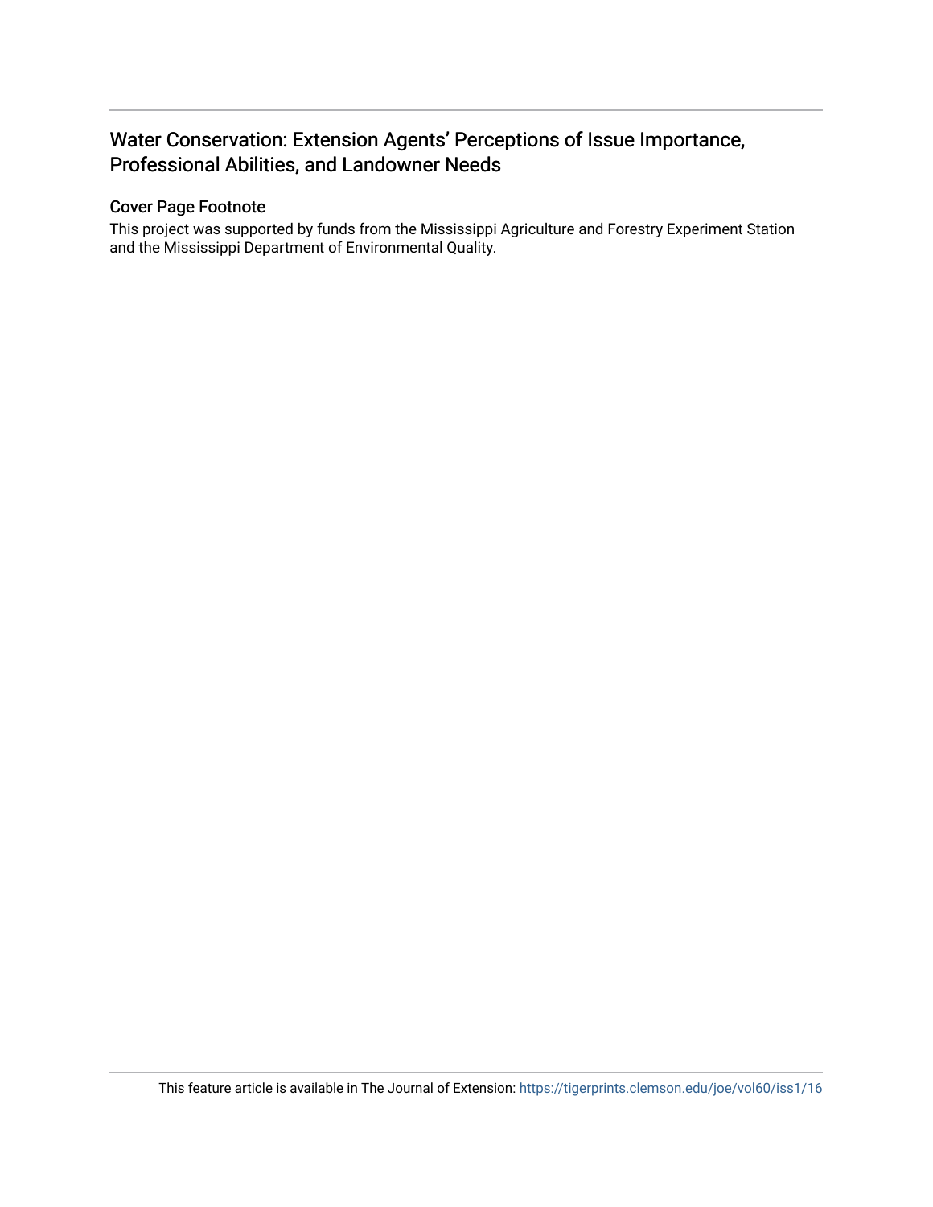# Water Conservation: Extension Agents' Perceptions of Issue Importance, Professional Abilities, and Landowner Needs

## Cover Page Footnote

This project was supported by funds from the Mississippi Agriculture and Forestry Experiment Station and the Mississippi Department of Environmental Quality.

This feature article is available in The Journal of Extension: https://tigerprints.clemson.edu/joe/vol60/iss1/16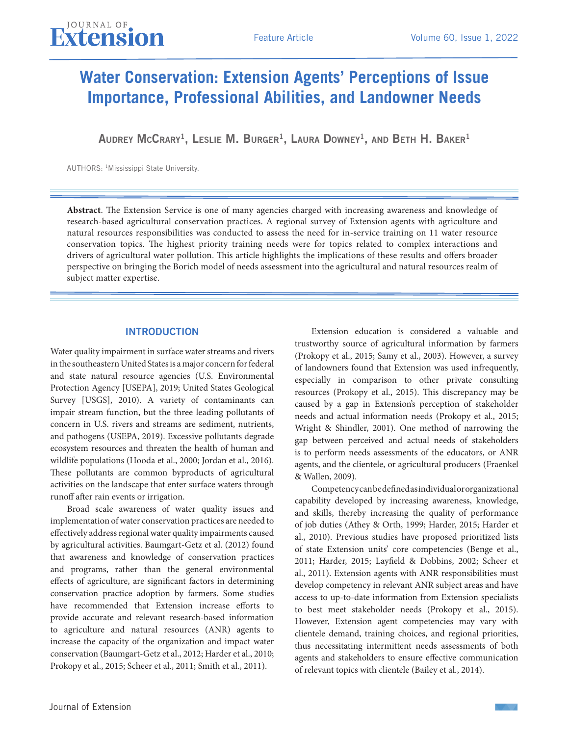# Water Conservation: Extension Agents' Perceptions of Issue Importance, Professional Abilities, and Landowner Needs

**Audrey McCrary[1], Leslie M. Burger[1], Laura Downey[1], and Beth H. Baker[1]**

AUTHORS: [1]Mississippi State University.

**Abstract**. The Extension Service is one of many agencies charged with increasing awareness and knowledge of research-based agricultural conservation practices. A regional survey of Extension agents with agriculture and natural resources responsibilities was conducted to assess the need for in-service training on 11 water resource conservation topics. The highest priority training needs were for topics related to complex interactions and drivers of agricultural water pollution. This article highlights the implications of these results and offers broader perspective on bringing the Borich model of needs assessment into the agricultural and natural resources realm of subject matter expertise.

## INTRODUCTION

Water quality impairment in surface water streams and rivers in the southeastern United States is a major concern for federal and state natural resource agencies (U.S. Environmental Protection Agency [USEPA], 2019; United States Geological Survey [USGS], 2010). A variety of contaminants can impair stream function, but the three leading pollutants of concern in U.S. rivers and streams are sediment, nutrients, and pathogens (USEPA, 2019). Excessive pollutants degrade ecosystem resources and threaten the health of human and wildlife populations (Hooda et al., 2000; Jordan et al., 2016). These pollutants are common byproducts of agricultural activities on the landscape that enter surface waters through runoff after rain events or irrigation.

Broad scale awareness of water quality issues and implementation of water conservation practices are needed to effectively address regional water quality impairments caused by agricultural activities. Baumgart-Getz et al. (2012) found that awareness and knowledge of conservation practices and programs, rather than the general environmental effects of agriculture, are significant factors in determining conservation practice adoption by farmers. Some studies have recommended that Extension increase efforts to provide accurate and relevant research-based information to agriculture and natural resources (ANR) agents to increase the capacity of the organization and impact water conservation (Baumgart-Getz et al., 2012; Harder et al., 2010; Prokopy et al., 2015; Scheer et al., 2011; Smith et al., 2011).

Extension education is considered a valuable and trustworthy source of agricultural information by farmers (Prokopy et al., 2015; Samy et al., 2003). However, a survey of landowners found that Extension was used infrequently, especially in comparison to other private consulting resources (Prokopy et al., 2015). This discrepancy may be caused by a gap in Extension's perception of stakeholder needs and actual information needs (Prokopy et al., 2015; Wright & Shindler, 2001). One method of narrowing the gap between perceived and actual needs of stakeholders is to perform needs assessments of the educators, or ANR agents, and the clientele, or agricultural producers (Fraenkel & Wallen, 2009).

Competency can be defined as individual or organizational capability developed by increasing awareness, knowledge, and skills, thereby increasing the quality of performance of job duties (Athey & Orth, 1999; Harder, 2015; Harder et al., 2010). Previous studies have proposed prioritized lists of state Extension units' core competencies (Benge et al., 2011; Harder, 2015; Layfield & Dobbins, 2002; Scheer et al., 2011). Extension agents with ANR responsibilities must develop competency in relevant ANR subject areas and have access to up-to-date information from Extension specialists to best meet stakeholder needs (Prokopy et al., 2015). However, Extension agent competencies may vary with clientele demand, training choices, and regional priorities, thus necessitating intermittent needs assessments of both agents and stakeholders to ensure effective communication of relevant topics with clientele (Bailey et al., 2014).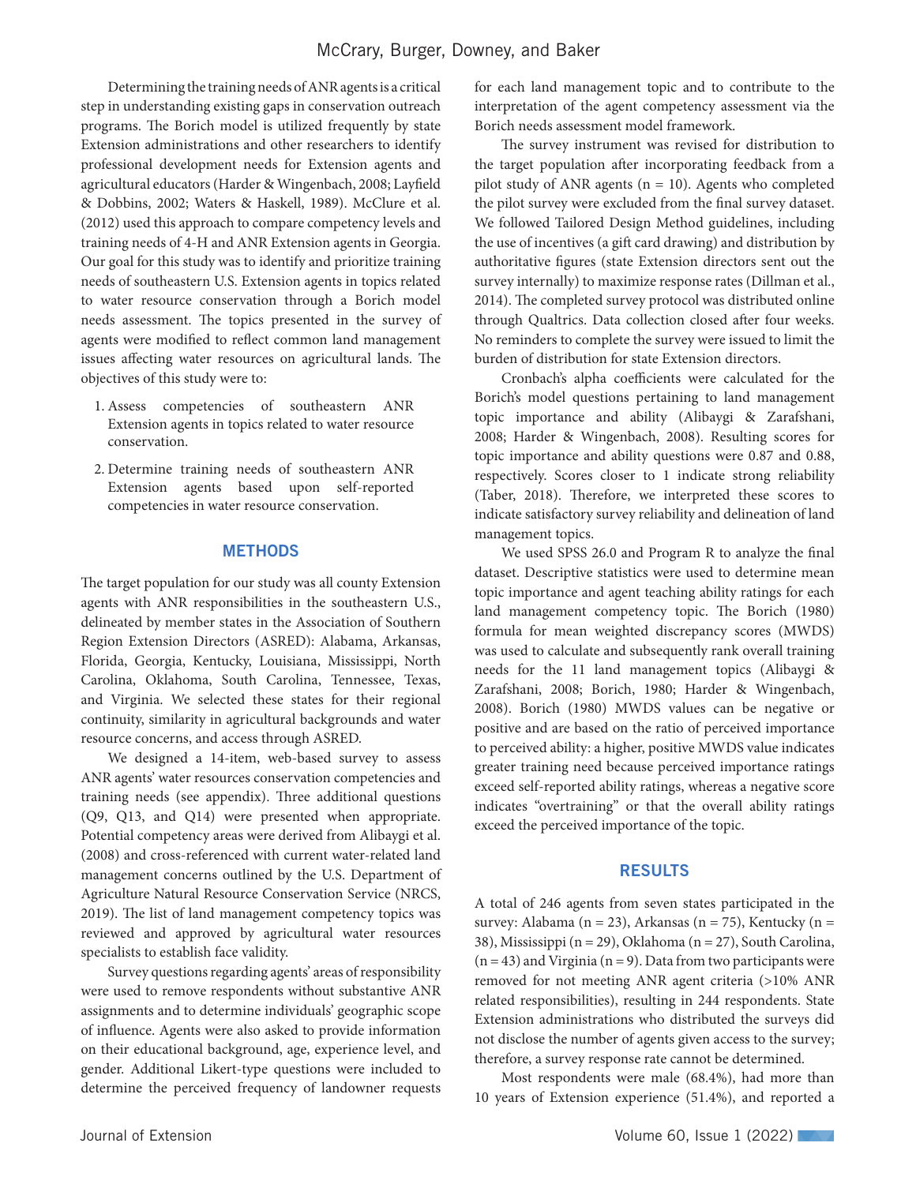Determining the training needs of ANR agents is a critical step in understanding existing gaps in conservation outreach programs. The Borich model is utilized frequently by state Extension administrations and other researchers to identify professional development needs for Extension agents and agricultural educators (Harder & Wingenbach, 2008; Layfield & Dobbins, 2002; Waters & Haskell, 1989). McClure et al. (2012) used this approach to compare competency levels and training needs of 4-H and ANR Extension agents in Georgia. Our goal for this study was to identify and prioritize training needs of southeastern U.S. Extension agents in topics related to water resource conservation through a Borich model needs assessment. The topics presented in the survey of agents were modified to reflect common land management issues affecting water resources on agricultural lands. The objectives of this study were to:

1. Assess competencies of southeastern ANR Extension agents in topics related to water resource conservation.
2. Determine training needs of southeastern ANR Extension agents based upon self-reported competencies in water resource conservation.

## METHODS

The target population for our study was all county Extension agents with ANR responsibilities in the southeastern U.S., delineated by member states in the Association of Southern Region Extension Directors (ASRED): Alabama, Arkansas, Florida, Georgia, Kentucky, Louisiana, Mississippi, North Carolina, Oklahoma, South Carolina, Tennessee, Texas, and Virginia. We selected these states for their regional continuity, similarity in agricultural backgrounds and water resource concerns, and access through ASRED.

We designed a 14-item, web-based survey to assess ANR agents' water resources conservation competencies and training needs (see appendix). Three additional questions (Q9, Q13, and Q14) were presented when appropriate. Potential competency areas were derived from Alibaygi et al. (2008) and cross-referenced with current water-related land management concerns outlined by the U.S. Department of Agriculture Natural Resource Conservation Service (NRCS, 2019). The list of land management competency topics was reviewed and approved by agricultural water resources specialists to establish face validity.

Survey questions regarding agents' areas of responsibility were used to remove respondents without substantive ANR assignments and to determine individuals' geographic scope of influence. Agents were also asked to provide information on their educational background, age, experience level, and gender. Additional Likert-type questions were included to determine the perceived frequency of landowner requests for each land management topic and to contribute to the interpretation of the agent competency assessment via the Borich needs assessment model framework.

The survey instrument was revised for distribution to the target population after incorporating feedback from a pilot study of ANR agents (n = 10). Agents who completed the pilot survey were excluded from the final survey dataset. We followed Tailored Design Method guidelines, including the use of incentives (a gift card drawing) and distribution by authoritative figures (state Extension directors sent out the survey internally) to maximize response rates (Dillman et al., 2014). The completed survey protocol was distributed online through Qualtrics. Data collection closed after four weeks. No reminders to complete the survey were issued to limit the burden of distribution for state Extension directors.

Cronbach's alpha coefficients were calculated for the Borich's model questions pertaining to land management topic importance and ability (Alibaygi & Zarafshani, 2008; Harder & Wingenbach, 2008). Resulting scores for topic importance and ability questions were 0.87 and 0.88, respectively. Scores closer to 1 indicate strong reliability (Taber, 2018). Therefore, we interpreted these scores to indicate satisfactory survey reliability and delineation of land management topics.

We used SPSS 26.0 and Program R to analyze the final dataset. Descriptive statistics were used to determine mean topic importance and agent teaching ability ratings for each land management competency topic. The Borich (1980) formula for mean weighted discrepancy scores (MWDS) was used to calculate and subsequently rank overall training needs for the 11 land management topics (Alibaygi & Zarafshani, 2008; Borich, 1980; Harder & Wingenbach, 2008). Borich (1980) MWDS values can be negative or positive and are based on the ratio of perceived importance to perceived ability: a higher, positive MWDS value indicates greater training need because perceived importance ratings exceed self-reported ability ratings, whereas a negative score indicates "overtraining" or that the overall ability ratings exceed the perceived importance of the topic.

## RESULTS

A total of 246 agents from seven states participated in the survey: Alabama (n = 23), Arkansas (n = 75), Kentucky (n = 38), Mississippi (n = 29), Oklahoma (n = 27), South Carolina, (n = 43) and Virginia (n = 9). Data from two participants were removed for not meeting ANR agent criteria (>10% ANR related responsibilities), resulting in 244 respondents. State Extension administrations who distributed the surveys did not disclose the number of agents given access to the survey; therefore, a survey response rate cannot be determined.

Most respondents were male (68.4%), had more than 10 years of Extension experience (51.4%), and reported a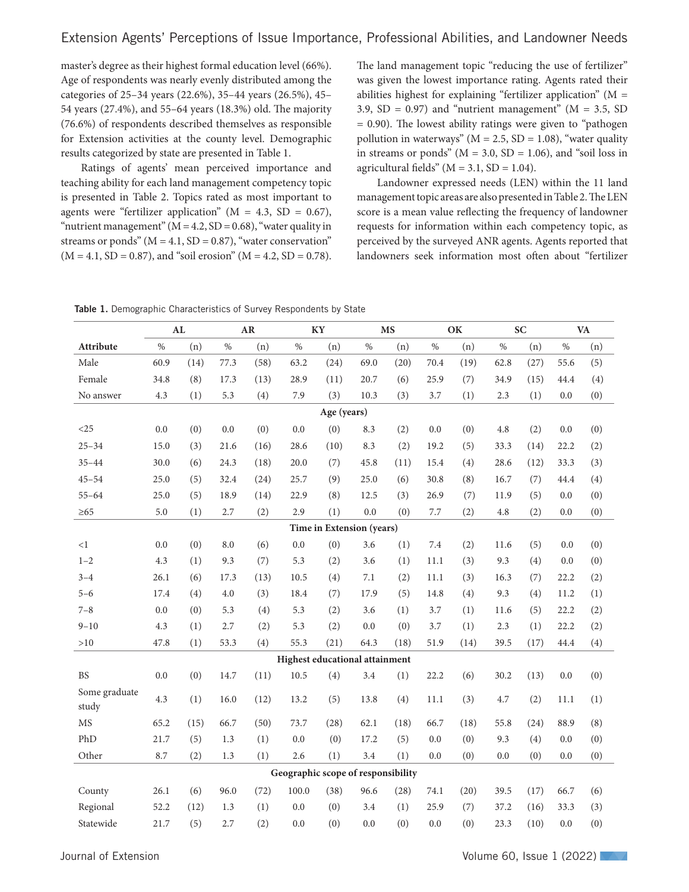master's degree as their highest formal education level (66%). Age of respondents was nearly evenly distributed among the categories of 25–34 years (22.6%), 35–44 years (26.5%), 45–54 years (27.4%), and 55–64 years (18.3%) old. The majority (76.6%) of respondents described themselves as responsible for Extension activities at the county level. Demographic results categorized by state are presented in Table 1.

Ratings of agents' mean perceived importance and teaching ability for each land management competency topic is presented in Table 2. Topics rated as most important to agents were "fertilizer application" (M = 4.3, SD = 0.67), "nutrient management" (M = 4.2, SD = 0.68), "water quality in streams or ponds" (M = 4.1, SD = 0.87), "water conservation" (M = 4.1, SD = 0.87), and "soil erosion" (M = 4.2, SD = 0.78). The land management topic "reducing the use of fertilizer" was given the lowest importance rating. Agents rated their abilities highest for explaining "fertilizer application" (M = 3.9, SD = 0.97) and "nutrient management" (M = 3.5, SD = 0.90). The lowest ability ratings were given to "pathogen pollution in waterways" (M = 2.5, SD = 1.08), "water quality in streams or ponds" (M = 3.0, SD = 1.06), and "soil loss in agricultural fields" (M = 3.1, SD = 1.04).

Landowner expressed needs (LEN) within the 11 land management topic areas are also presented in Table 2. The LEN score is a mean value reflecting the frequency of landowner requests for information within each competency topic, as perceived by the surveyed ANR agents. Agents reported that landowners seek information most often about "fertilizer

**Table 1.** Demographic Characteristics of Survey Respondents by State

| | AL | | AR | | KY | | MS | | OK | | SC | | VA | |
|---|---|---|---|---|---|---|---|---|---|---|---|---|---|---|
| **Attribute** | % | (n) | % | (n) | % | (n) | % | (n) | % | (n) | % | (n) | % | (n) |
| Male | 60.9 | (14) | 77.3 | (58) | 63.2 | (24) | 69.0 | (20) | 70.4 | (19) | 62.8 | (27) | 55.6 | (5) |
| Female | 34.8 | (8) | 17.3 | (13) | 28.9 | (11) | 20.7 | (6) | 25.9 | (7) | 34.9 | (15) | 44.4 | (4) |
| No answer | 4.3 | (1) | 5.3 | (4) | 7.9 | (3) | 10.3 | (3) | 3.7 | (1) | 2.3 | (1) | 0.0 | (0) |
| **Age (years)** | | | | | | | | | | | | | | |
| <25 | 0.0 | (0) | 0.0 | (0) | 0.0 | (0) | 8.3 | (2) | 0.0 | (0) | 4.8 | (2) | 0.0 | (0) |
| 25–34 | 15.0 | (3) | 21.6 | (16) | 28.6 | (10) | 8.3 | (2) | 19.2 | (5) | 33.3 | (14) | 22.2 | (2) |
| 35–44 | 30.0 | (6) | 24.3 | (18) | 20.0 | (7) | 45.8 | (11) | 15.4 | (4) | 28.6 | (12) | 33.3 | (3) |
| 45–54 | 25.0 | (5) | 32.4 | (24) | 25.7 | (9) | 25.0 | (6) | 30.8 | (8) | 16.7 | (7) | 44.4 | (4) |
| 55–64 | 25.0 | (5) | 18.9 | (14) | 22.9 | (8) | 12.5 | (3) | 26.9 | (7) | 11.9 | (5) | 0.0 | (0) |
| ≥65 | 5.0 | (1) | 2.7 | (2) | 2.9 | (1) | 0.0 | (0) | 7.7 | (2) | 4.8 | (2) | 0.0 | (0) |
| **Time in Extension (years)** | | | | | | | | | | | | | | |
| <1 | 0.0 | (0) | 8.0 | (6) | 0.0 | (0) | 3.6 | (1) | 7.4 | (2) | 11.6 | (5) | 0.0 | (0) |
| 1–2 | 4.3 | (1) | 9.3 | (7) | 5.3 | (2) | 3.6 | (1) | 11.1 | (3) | 9.3 | (4) | 0.0 | (0) |
| 3–4 | 26.1 | (6) | 17.3 | (13) | 10.5 | (4) | 7.1 | (2) | 11.1 | (3) | 16.3 | (7) | 22.2 | (2) |
| 5–6 | 17.4 | (4) | 4.0 | (3) | 18.4 | (7) | 17.9 | (5) | 14.8 | (4) | 9.3 | (4) | 11.2 | (1) |
| 7–8 | 0.0 | (0) | 5.3 | (4) | 5.3 | (2) | 3.6 | (1) | 3.7 | (1) | 11.6 | (5) | 22.2 | (2) |
| 9–10 | 4.3 | (1) | 2.7 | (2) | 5.3 | (2) | 0.0 | (0) | 3.7 | (1) | 2.3 | (1) | 22.2 | (2) |
| >10 | 47.8 | (1) | 53.3 | (4) | 55.3 | (21) | 64.3 | (18) | 51.9 | (14) | 39.5 | (17) | 44.4 | (4) |
| **Highest educational attainment** | | | | | | | | | | | | | | |
| BS | 0.0 | (0) | 14.7 | (11) | 10.5 | (4) | 3.4 | (1) | 22.2 | (6) | 30.2 | (13) | 0.0 | (0) |
| Some graduate study | 4.3 | (1) | 16.0 | (12) | 13.2 | (5) | 13.8 | (4) | 11.1 | (3) | 4.7 | (2) | 11.1 | (1) |
| MS | 65.2 | (15) | 66.7 | (50) | 73.7 | (28) | 62.1 | (18) | 66.7 | (18) | 55.8 | (24) | 88.9 | (8) |
| PhD | 21.7 | (5) | 1.3 | (1) | 0.0 | (0) | 17.2 | (5) | 0.0 | (0) | 9.3 | (4) | 0.0 | (0) |
| Other | 8.7 | (2) | 1.3 | (1) | 2.6 | (1) | 3.4 | (1) | 0.0 | (0) | 0.0 | (0) | 0.0 | (0) |
| **Geographic scope of responsibility** | | | | | | | | | | | | | | |
| County | 26.1 | (6) | 96.0 | (72) | 100.0 | (38) | 96.6 | (28) | 74.1 | (20) | 39.5 | (17) | 66.7 | (6) |
| Regional | 52.2 | (12) | 1.3 | (1) | 0.0 | (0) | 3.4 | (1) | 25.9 | (7) | 37.2 | (16) | 33.3 | (3) |
| Statewide | 21.7 | (5) | 2.7 | (2) | 0.0 | (0) | 0.0 | (0) | 0.0 | (0) | 23.3 | (10) | 0.0 | (0) |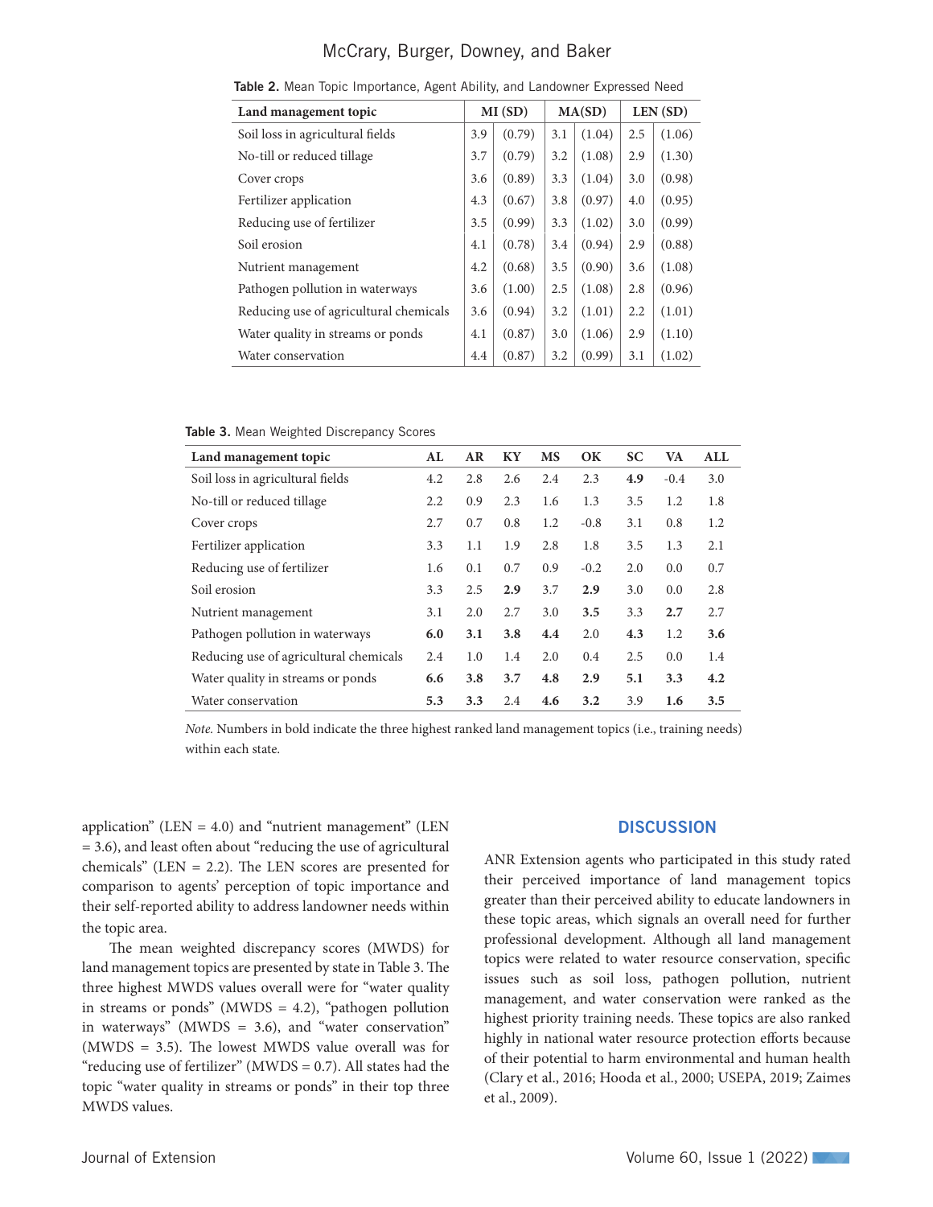**Table 2.** Mean Topic Importance, Agent Ability, and Landowner Expressed Need

| Land management topic | MI (SD) | | MA(SD) | | LEN (SD) | |
|---|---|---|---|---|---|---|
| Soil loss in agricultural fields | 3.9 | (0.79) | 3.1 | (1.04) | 2.5 | (1.06) |
| No-till or reduced tillage | 3.7 | (0.79) | 3.2 | (1.08) | 2.9 | (1.30) |
| Cover crops | 3.6 | (0.89) | 3.3 | (1.04) | 3.0 | (0.98) |
| Fertilizer application | 4.3 | (0.67) | 3.8 | (0.97) | 4.0 | (0.95) |
| Reducing use of fertilizer | 3.5 | (0.99) | 3.3 | (1.02) | 3.0 | (0.99) |
| Soil erosion | 4.1 | (0.78) | 3.4 | (0.94) | 2.9 | (0.88) |
| Nutrient management | 4.2 | (0.68) | 3.5 | (0.90) | 3.6 | (1.08) |
| Pathogen pollution in waterways | 3.6 | (1.00) | 2.5 | (1.08) | 2.8 | (0.96) |
| Reducing use of agricultural chemicals | 3.6 | (0.94) | 3.2 | (1.01) | 2.2 | (1.01) |
| Water quality in streams or ponds | 4.1 | (0.87) | 3.0 | (1.06) | 2.9 | (1.10) |
| Water conservation | 4.4 | (0.87) | 3.2 | (0.99) | 3.1 | (1.02) |

**Table 3.** Mean Weighted Discrepancy Scores

| Land management topic | AL | AR | KY | MS | OK | SC | VA | ALL |
|---|---|---|---|---|---|---|---|---|
| Soil loss in agricultural fields | 4.2 | 2.8 | 2.6 | 2.4 | 2.3 | **4.9** | -0.4 | 3.0 |
| No-till or reduced tillage | 2.2 | 0.9 | 2.3 | 1.6 | 1.3 | 3.5 | 1.2 | 1.8 |
| Cover crops | 2.7 | 0.7 | 0.8 | 1.2 | -0.8 | 3.1 | 0.8 | 1.2 |
| Fertilizer application | 3.3 | 1.1 | 1.9 | 2.8 | 1.8 | 3.5 | 1.3 | 2.1 |
| Reducing use of fertilizer | 1.6 | 0.1 | 0.7 | 0.9 | -0.2 | 2.0 | 0.0 | 0.7 |
| Soil erosion | 3.3 | 2.5 | **2.9** | 3.7 | **2.9** | 3.0 | 0.0 | 2.8 |
| Nutrient management | 3.1 | 2.0 | 2.7 | 3.0 | **3.5** | 3.3 | **2.7** | 2.7 |
| Pathogen pollution in waterways | **6.0** | **3.1** | **3.8** | **4.4** | 2.0 | **4.3** | 1.2 | **3.6** |
| Reducing use of agricultural chemicals | 2.4 | 1.0 | 1.4 | 2.0 | 0.4 | 2.5 | 0.0 | 1.4 |
| Water quality in streams or ponds | **6.6** | **3.8** | **3.7** | **4.8** | **2.9** | **5.1** | **3.3** | **4.2** |
| Water conservation | **5.3** | **3.3** | 2.4 | **4.6** | **3.2** | 3.9 | **1.6** | **3.5** |

*Note.* Numbers in bold indicate the three highest ranked land management topics (i.e., training needs) within each state.

application" (LEN = 4.0) and "nutrient management" (LEN = 3.6), and least often about "reducing the use of agricultural chemicals" (LEN = 2.2). The LEN scores are presented for comparison to agents' perception of topic importance and their self-reported ability to address landowner needs within the topic area.

The mean weighted discrepancy scores (MWDS) for land management topics are presented by state in Table 3. The three highest MWDS values overall were for "water quality in streams or ponds" (MWDS = 4.2), "pathogen pollution in waterways" (MWDS = 3.6), and "water conservation" (MWDS = 3.5). The lowest MWDS value overall was for "reducing use of fertilizer" (MWDS = 0.7). All states had the topic "water quality in streams or ponds" in their top three MWDS values.

## DISCUSSION

ANR Extension agents who participated in this study rated their perceived importance of land management topics greater than their perceived ability to educate landowners in these topic areas, which signals an overall need for further professional development. Although all land management topics were related to water resource conservation, specific issues such as soil loss, pathogen pollution, nutrient management, and water conservation were ranked as the highest priority training needs. These topics are also ranked highly in national water resource protection efforts because of their potential to harm environmental and human health (Clary et al., 2016; Hooda et al., 2000; USEPA, 2019; Zaimes et al., 2009).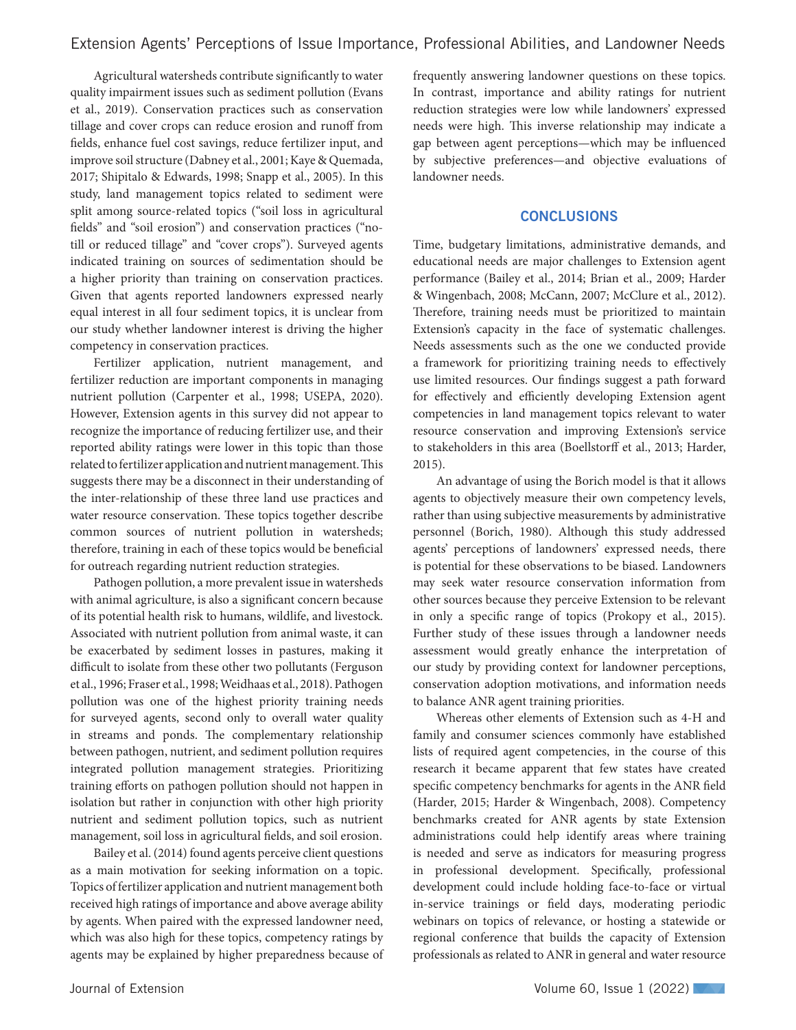Agricultural watersheds contribute significantly to water quality impairment issues such as sediment pollution (Evans et al., 2019). Conservation practices such as conservation tillage and cover crops can reduce erosion and runoff from fields, enhance fuel cost savings, reduce fertilizer input, and improve soil structure (Dabney et al., 2001; Kaye & Quemada, 2017; Shipitalo & Edwards, 1998; Snapp et al., 2005). In this study, land management topics related to sediment were split among source-related topics ("soil loss in agricultural fields" and "soil erosion") and conservation practices ("no-till or reduced tillage" and "cover crops"). Surveyed agents indicated training on sources of sedimentation should be a higher priority than training on conservation practices. Given that agents reported landowners expressed nearly equal interest in all four sediment topics, it is unclear from our study whether landowner interest is driving the higher competency in conservation practices.

Fertilizer application, nutrient management, and fertilizer reduction are important components in managing nutrient pollution (Carpenter et al., 1998; USEPA, 2020). However, Extension agents in this survey did not appear to recognize the importance of reducing fertilizer use, and their reported ability ratings were lower in this topic than those related to fertilizer application and nutrient management. This suggests there may be a disconnect in their understanding of the inter-relationship of these three land use practices and water resource conservation. These topics together describe common sources of nutrient pollution in watersheds; therefore, training in each of these topics would be beneficial for outreach regarding nutrient reduction strategies.

Pathogen pollution, a more prevalent issue in watersheds with animal agriculture, is also a significant concern because of its potential health risk to humans, wildlife, and livestock. Associated with nutrient pollution from animal waste, it can be exacerbated by sediment losses in pastures, making it difficult to isolate from these other two pollutants (Ferguson et al., 1996; Fraser et al., 1998; Weidhaas et al., 2018). Pathogen pollution was one of the highest priority training needs for surveyed agents, second only to overall water quality in streams and ponds. The complementary relationship between pathogen, nutrient, and sediment pollution requires integrated pollution management strategies. Prioritizing training efforts on pathogen pollution should not happen in isolation but rather in conjunction with other high priority nutrient and sediment pollution topics, such as nutrient management, soil loss in agricultural fields, and soil erosion.

Bailey et al. (2014) found agents perceive client questions as a main motivation for seeking information on a topic. Topics of fertilizer application and nutrient management both received high ratings of importance and above average ability by agents. When paired with the expressed landowner need, which was also high for these topics, competency ratings by agents may be explained by higher preparedness because of frequently answering landowner questions on these topics. In contrast, importance and ability ratings for nutrient reduction strategies were low while landowners' expressed needs were high. This inverse relationship may indicate a gap between agent perceptions—which may be influenced by subjective preferences—and objective evaluations of landowner needs.

## CONCLUSIONS

Time, budgetary limitations, administrative demands, and educational needs are major challenges to Extension agent performance (Bailey et al., 2014; Brian et al., 2009; Harder & Wingenbach, 2008; McCann, 2007; McClure et al., 2012). Therefore, training needs must be prioritized to maintain Extension's capacity in the face of systematic challenges. Needs assessments such as the one we conducted provide a framework for prioritizing training needs to effectively use limited resources. Our findings suggest a path forward for effectively and efficiently developing Extension agent competencies in land management topics relevant to water resource conservation and improving Extension's service to stakeholders in this area (Boellstorff et al., 2013; Harder, 2015).

An advantage of using the Borich model is that it allows agents to objectively measure their own competency levels, rather than using subjective measurements by administrative personnel (Borich, 1980). Although this study addressed agents' perceptions of landowners' expressed needs, there is potential for these observations to be biased. Landowners may seek water resource conservation information from other sources because they perceive Extension to be relevant in only a specific range of topics (Prokopy et al., 2015). Further study of these issues through a landowner needs assessment would greatly enhance the interpretation of our study by providing context for landowner perceptions, conservation adoption motivations, and information needs to balance ANR agent training priorities.

Whereas other elements of Extension such as 4-H and family and consumer sciences commonly have established lists of required agent competencies, in the course of this research it became apparent that few states have created specific competency benchmarks for agents in the ANR field (Harder, 2015; Harder & Wingenbach, 2008). Competency benchmarks created for ANR agents by state Extension administrations could help identify areas where training is needed and serve as indicators for measuring progress in professional development. Specifically, professional development could include holding face-to-face or virtual in-service trainings or field days, moderating periodic webinars on topics of relevance, or hosting a statewide or regional conference that builds the capacity of Extension professionals as related to ANR in general and water resource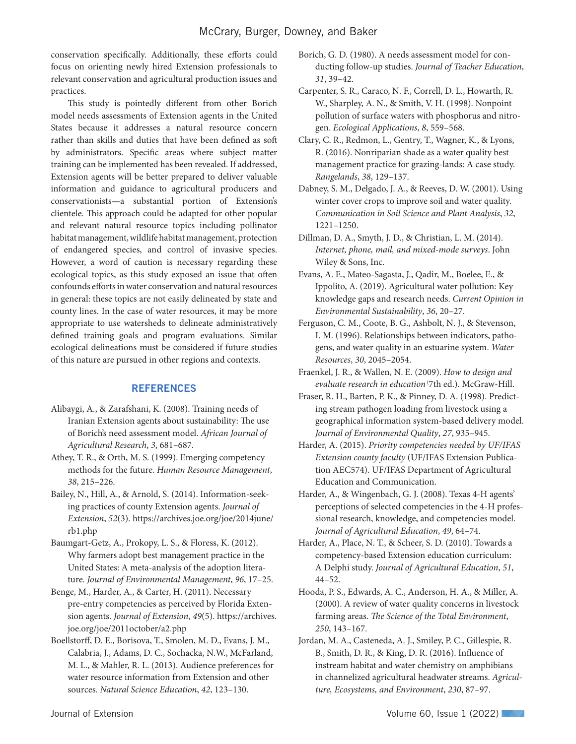conservation specifically. Additionally, these efforts could focus on orienting newly hired Extension professionals to relevant conservation and agricultural production issues and practices.

This study is pointedly different from other Borich model needs assessments of Extension agents in the United States because it addresses a natural resource concern rather than skills and duties that have been defined as soft by administrators. Specific areas where subject matter training can be implemented has been revealed. If addressed, Extension agents will be better prepared to deliver valuable information and guidance to agricultural producers and conservationists—a substantial portion of Extension's clientele. This approach could be adapted for other popular and relevant natural resource topics including pollinator habitat management, wildlife habitat management, protection of endangered species, and control of invasive species. However, a word of caution is necessary regarding these ecological topics, as this study exposed an issue that often confounds efforts in water conservation and natural resources in general: these topics are not easily delineated by state and county lines. In the case of water resources, it may be more appropriate to use watersheds to delineate administratively defined training goals and program evaluations. Similar ecological delineations must be considered if future studies of this nature are pursued in other regions and contexts.

## REFERENCES

Alibaygi, A., & Zarafshani, K. (2008). Training needs of Iranian Extension agents about sustainability: The use of Borich's need assessment model. *African Journal of Agricultural Research*, *3*, 681–687.

Athey, T. R., & Orth, M. S. (1999). Emerging competency methods for the future. *Human Resource Management*, *38*, 215–226.

Bailey, N., Hill, A., & Arnold, S. (2014). Information-seeking practices of county Extension agents. *Journal of Extension*, *52*(3). https://archives.joe.org/joe/2014june/rb1.php

Baumgart-Getz, A., Prokopy, L. S., & Floress, K. (2012). Why farmers adopt best management practice in the United States: A meta-analysis of the adoption literature. *Journal of Environmental Management*, *96*, 17–25.

Benge, M., Harder, A., & Carter, H. (2011). Necessary pre-entry competencies as perceived by Florida Extension agents. *Journal of Extension*, *49*(5). https://archives.joe.org/joe/2011october/a2.php

Boellstorff, D. E., Borisova, T., Smolen, M. D., Evans, J. M., Calabria, J., Adams, D. C., Sochacka, N.W., McFarland, M. L., & Mahler, R. L. (2013). Audience preferences for water resource information from Extension and other sources. *Natural Science Education*, *42*, 123–130.

Borich, G. D. (1980). A needs assessment model for conducting follow-up studies. *Journal of Teacher Education*, *31*, 39–42.

Carpenter, S. R., Caraco, N. F., Correll, D. L., Howarth, R. W., Sharpley, A. N., & Smith, V. H. (1998). Nonpoint pollution of surface waters with phosphorus and nitrogen. *Ecological Applications*, *8*, 559–568.

Clary, C. R., Redmon, L., Gentry, T., Wagner, K., & Lyons, R. (2016). Nonriparian shade as a water quality best management practice for grazing-lands: A case study. *Rangelands*, *38*, 129–137.

Dabney, S. M., Delgado, J. A., & Reeves, D. W. (2001). Using winter cover crops to improve soil and water quality. *Communication in Soil Science and Plant Analysis*, *32*, 1221–1250.

Dillman, D. A., Smyth, J. D., & Christian, L. M. (2014). *Internet, phone, mail, and mixed-mode surveys*. John Wiley & Sons, Inc.

Evans, A. E., Mateo-Sagasta, J., Qadir, M., Boelee, E., & Ippolito, A. (2019). Agricultural water pollution: Key knowledge gaps and research needs. *Current Opinion in Environmental Sustainability*, *36*, 20–27.

Ferguson, C. M., Coote, B. G., Ashbolt, N. J., & Stevenson, I. M. (1996). Relationships between indicators, pathogens, and water quality in an estuarine system. *Water Resources*, *30*, 2045–2054.

Fraenkel, J. R., & Wallen, N. E. (2009). *How to design and evaluate research in education* (7th ed.). McGraw-Hill.

Fraser, R. H., Barten, P. K., & Pinney, D. A. (1998). Predicting stream pathogen loading from livestock using a geographical information system-based delivery model. *Journal of Environmental Quality*, *27*, 935–945.

Harder, A. (2015). *Priority competencies needed by UF/IFAS Extension county faculty* (UF/IFAS Extension Publication AEC574). UF/IFAS Department of Agricultural Education and Communication.

Harder, A., & Wingenbach, G. J. (2008). Texas 4-H agents' perceptions of selected competencies in the 4-H professional research, knowledge, and competencies model. *Journal of Agricultural Education*, *49*, 64–74.

Harder, A., Place, N. T., & Scheer, S. D. (2010). Towards a competency-based Extension education curriculum: A Delphi study. *Journal of Agricultural Education*, *51*, 44–52.

Hooda, P. S., Edwards, A. C., Anderson, H. A., & Miller, A. (2000). A review of water quality concerns in livestock farming areas. *The Science of the Total Environment*, *250*, 143–167.

Jordan, M. A., Casteneda, A. J., Smiley, P. C., Gillespie, R. B., Smith, D. R., & King, D. R. (2016). Influence of instream habitat and water chemistry on amphibians in channelized agricultural headwater streams. *Agriculture, Ecosystems, and Environment*, *230*, 87–97.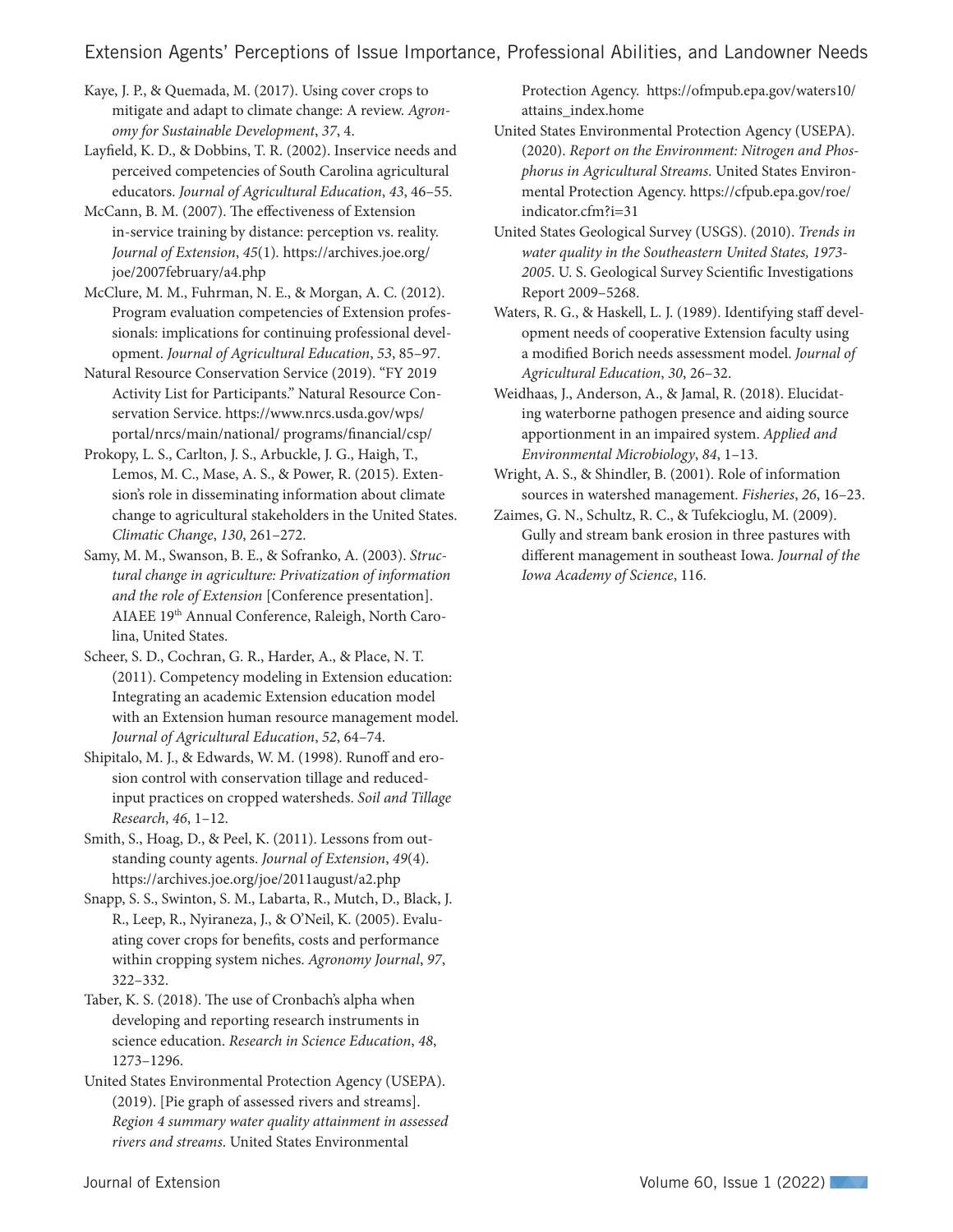Kaye, J. P., & Quemada, M. (2017). Using cover crops to mitigate and adapt to climate change: A review. *Agronomy for Sustainable Development*, *37*, 4.

Layfield, K. D., & Dobbins, T. R. (2002). Inservice needs and perceived competencies of South Carolina agricultural educators. *Journal of Agricultural Education*, *43*, 46–55.

McCann, B. M. (2007). The effectiveness of Extension in-service training by distance: perception vs. reality. *Journal of Extension*, *45*(1). https://archives.joe.org/joe/2007february/a4.php

McClure, M. M., Fuhrman, N. E., & Morgan, A. C. (2012). Program evaluation competencies of Extension professionals: implications for continuing professional development. *Journal of Agricultural Education*, *53*, 85–97.

Natural Resource Conservation Service (2019). "FY 2019 Activity List for Participants." Natural Resource Conservation Service. https://www.nrcs.usda.gov/wps/portal/nrcs/main/national/ programs/financial/csp/

Prokopy, L. S., Carlton, J. S., Arbuckle, J. G., Haigh, T., Lemos, M. C., Mase, A. S., & Power, R. (2015). Extension's role in disseminating information about climate change to agricultural stakeholders in the United States. *Climatic Change*, *130*, 261–272.

Samy, M. M., Swanson, B. E., & Sofranko, A. (2003). *Structural change in agriculture: Privatization of information and the role of Extension* [Conference presentation]. AIAEE 19th Annual Conference, Raleigh, North Carolina, United States.

Scheer, S. D., Cochran, G. R., Harder, A., & Place, N. T. (2011). Competency modeling in Extension education: Integrating an academic Extension education model with an Extension human resource management model. *Journal of Agricultural Education*, *52*, 64–74.

Shipitalo, M. J., & Edwards, W. M. (1998). Runoff and erosion control with conservation tillage and reduced-input practices on cropped watersheds. *Soil and Tillage Research*, *46*, 1–12.

Smith, S., Hoag, D., & Peel, K. (2011). Lessons from outstanding county agents. *Journal of Extension*, *49*(4). https://archives.joe.org/joe/2011august/a2.php

Snapp, S. S., Swinton, S. M., Labarta, R., Mutch, D., Black, J. R., Leep, R., Nyiraneza, J., & O'Neil, K. (2005). Evaluating cover crops for benefits, costs and performance within cropping system niches. *Agronomy Journal*, *97*, 322–332.

Taber, K. S. (2018). The use of Cronbach's alpha when developing and reporting research instruments in science education. *Research in Science Education*, *48*, 1273–1296.

United States Environmental Protection Agency (USEPA). (2019). [Pie graph of assessed rivers and streams]. *Region 4 summary water quality attainment in assessed rivers and streams*. United States Environmental Protection Agency. https://ofmpub.epa.gov/waters10/attains_index.home

United States Environmental Protection Agency (USEPA). (2020). *Report on the Environment: Nitrogen and Phosphorus in Agricultural Streams*. United States Environmental Protection Agency. https://cfpub.epa.gov/roe/indicator.cfm?i=31

United States Geological Survey (USGS). (2010). *Trends in water quality in the Southeastern United States, 1973-2005*. U. S. Geological Survey Scientific Investigations Report 2009–5268.

Waters, R. G., & Haskell, L. J. (1989). Identifying staff development needs of cooperative Extension faculty using a modified Borich needs assessment model. *Journal of Agricultural Education*, *30*, 26–32.

Weidhaas, J., Anderson, A., & Jamal, R. (2018). Elucidating waterborne pathogen presence and aiding source apportionment in an impaired system. *Applied and Environmental Microbiology*, *84*, 1–13.

Wright, A. S., & Shindler, B. (2001). Role of information sources in watershed management. *Fisheries*, *26*, 16–23.

Zaimes, G. N., Schultz, R. C., & Tufekcioglu, M. (2009). Gully and stream bank erosion in three pastures with different management in southeast Iowa. *Journal of the Iowa Academy of Science*, 116.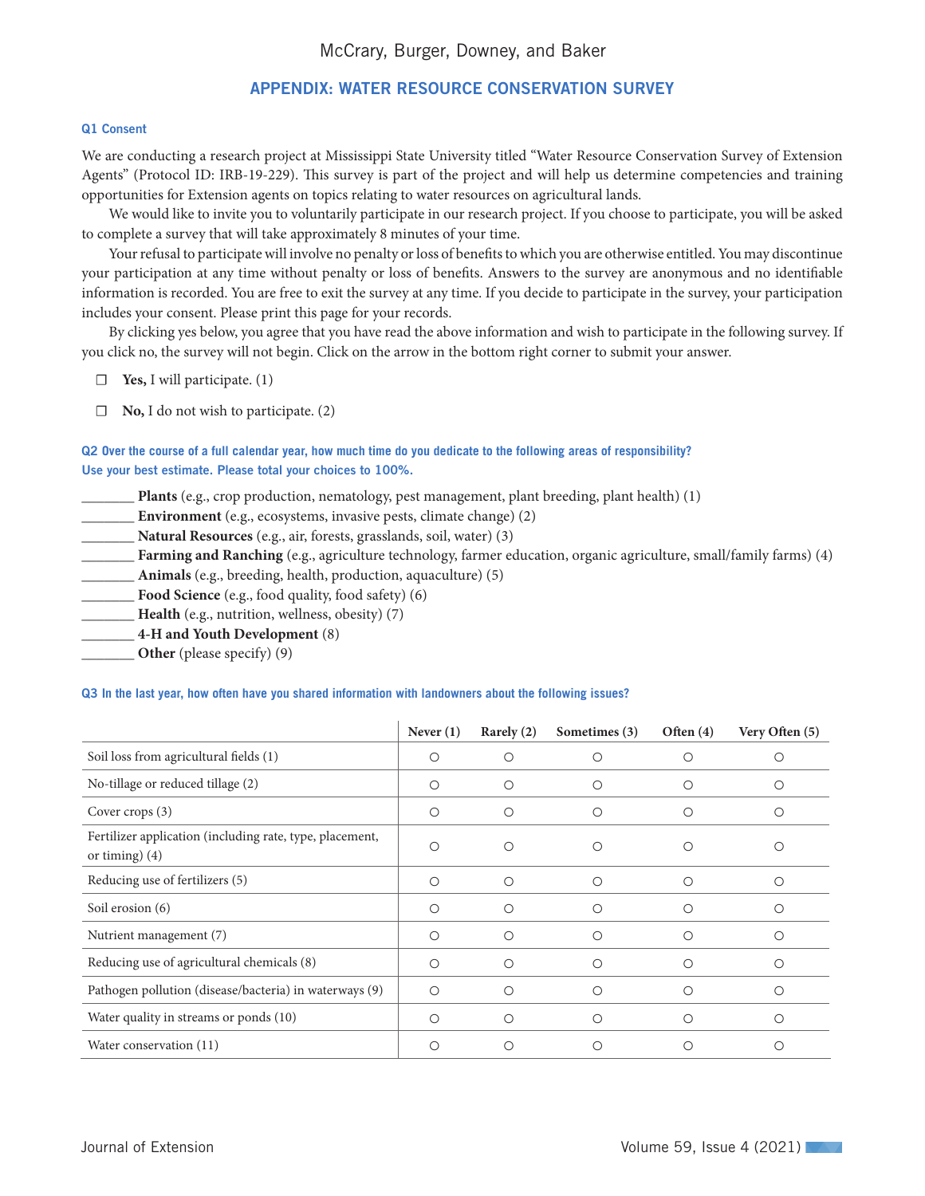## APPENDIX: WATER RESOURCE CONSERVATION SURVEY

### Q1 Consent

We are conducting a research project at Mississippi State University titled "Water Resource Conservation Survey of Extension Agents" (Protocol ID: IRB-19-229). This survey is part of the project and will help us determine competencies and training opportunities for Extension agents on topics relating to water resources on agricultural lands.

We would like to invite you to voluntarily participate in our research project. If you choose to participate, you will be asked to complete a survey that will take approximately 8 minutes of your time.

Your refusal to participate will involve no penalty or loss of benefits to which you are otherwise entitled. You may discontinue your participation at any time without penalty or loss of benefits. Answers to the survey are anonymous and no identifiable information is recorded. You are free to exit the survey at any time. If you decide to participate in the survey, your participation includes your consent. Please print this page for your records.

By clicking yes below, you agree that you have read the above information and wish to participate in the following survey. If you click no, the survey will not begin. Click on the arrow in the bottom right corner to submit your answer.

- ☐ **Yes,** I will participate. (1)
- ☐ **No,** I do not wish to participate. (2)

### Q2 Over the course of a full calendar year, how much time do you dedicate to the following areas of responsibility? Use your best estimate. Please total your choices to 100%.

_______ **Plants** (e.g., crop production, nematology, pest management, plant breeding, plant health) (1)
_______ **Environment** (e.g., ecosystems, invasive pests, climate change) (2)
_______ **Natural Resources** (e.g., air, forests, grasslands, soil, water) (3)
_______ **Farming and Ranching** (e.g., agriculture technology, farmer education, organic agriculture, small/family farms) (4)
_______ **Animals** (e.g., breeding, health, production, aquaculture) (5)
_______ **Food Science** (e.g., food quality, food safety) (6)
_______ **Health** (e.g., nutrition, wellness, obesity) (7)
_______ **4-H and Youth Development** (8)
_______ **Other** (please specify) (9)

### Q3 In the last year, how often have you shared information with landowners about the following issues?

| | Never (1) | Rarely (2) | Sometimes (3) | Often (4) | Very Often (5) |
|---|---|---|---|---|---|
| Soil loss from agricultural fields (1) | ○ | ○ | ○ | ○ | ○ |
| No-tillage or reduced tillage (2) | ○ | ○ | ○ | ○ | ○ |
| Cover crops (3) | ○ | ○ | ○ | ○ | ○ |
| Fertilizer application (including rate, type, placement, or timing) (4) | ○ | ○ | ○ | ○ | ○ |
| Reducing use of fertilizers (5) | ○ | ○ | ○ | ○ | ○ |
| Soil erosion (6) | ○ | ○ | ○ | ○ | ○ |
| Nutrient management (7) | ○ | ○ | ○ | ○ | ○ |
| Reducing use of agricultural chemicals (8) | ○ | ○ | ○ | ○ | ○ |
| Pathogen pollution (disease/bacteria) in waterways (9) | ○ | ○ | ○ | ○ | ○ |
| Water quality in streams or ponds (10) | ○ | ○ | ○ | ○ | ○ |
| Water conservation (11) | ○ | ○ | ○ | ○ | ○ |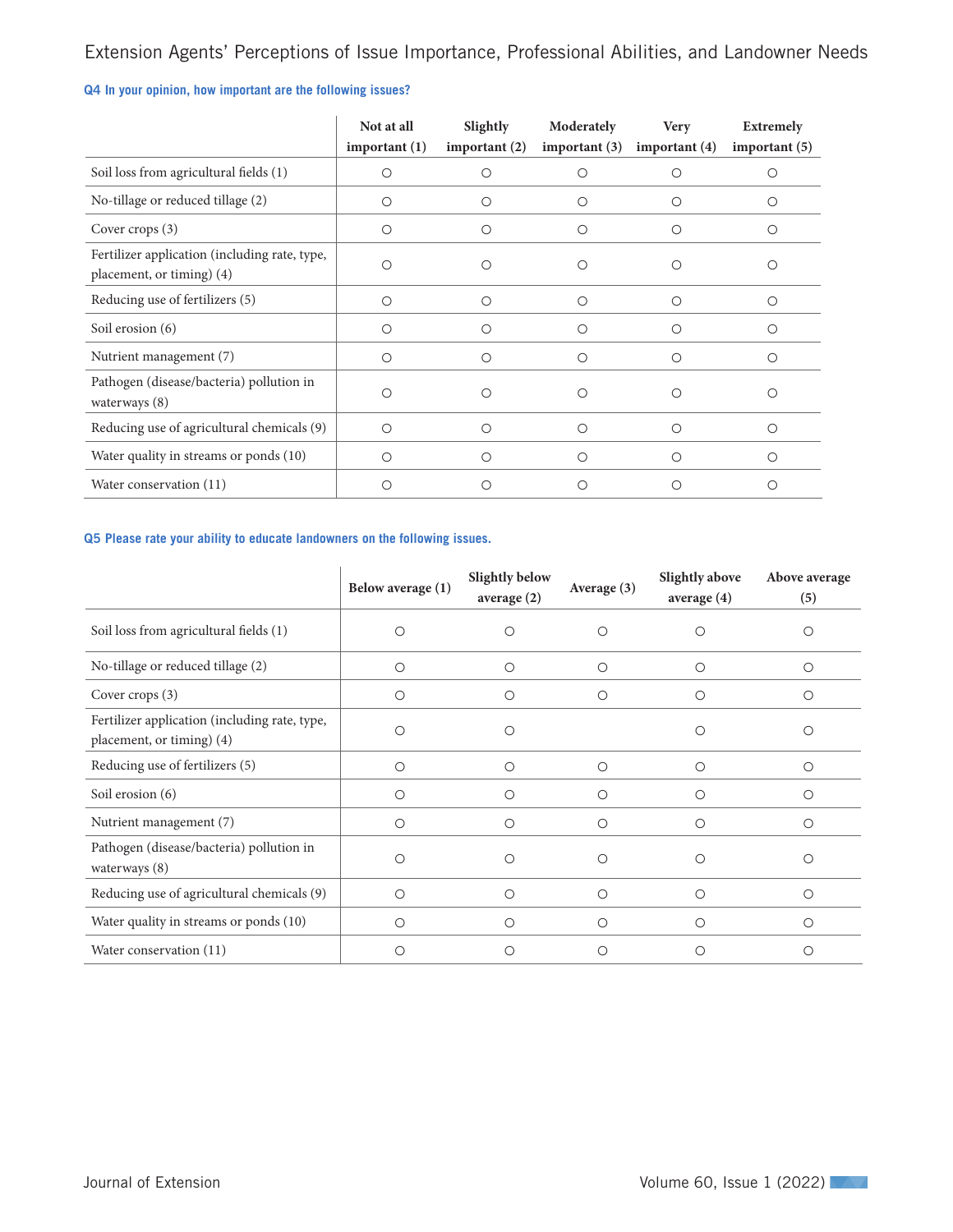### Q4 In your opinion, how important are the following issues?

| | Not at all important (1) | Slightly important (2) | Moderately important (3) | Very important (4) | Extremely important (5) |
|---|---|---|---|---|---|
| Soil loss from agricultural fields (1) | ○ | ○ | ○ | ○ | ○ |
| No-tillage or reduced tillage (2) | ○ | ○ | ○ | ○ | ○ |
| Cover crops (3) | ○ | ○ | ○ | ○ | ○ |
| Fertilizer application (including rate, type, placement, or timing) (4) | ○ | ○ | ○ | ○ | ○ |
| Reducing use of fertilizers (5) | ○ | ○ | ○ | ○ | ○ |
| Soil erosion (6) | ○ | ○ | ○ | ○ | ○ |
| Nutrient management (7) | ○ | ○ | ○ | ○ | ○ |
| Pathogen (disease/bacteria) pollution in waterways (8) | ○ | ○ | ○ | ○ | ○ |
| Reducing use of agricultural chemicals (9) | ○ | ○ | ○ | ○ | ○ |
| Water quality in streams or ponds (10) | ○ | ○ | ○ | ○ | ○ |
| Water conservation (11) | ○ | ○ | ○ | ○ | ○ |

### Q5 Please rate your ability to educate landowners on the following issues.

| | Below average (1) | Slightly below average (2) | Average (3) | Slightly above average (4) | Above average (5) |
|---|---|---|---|---|---|
| Soil loss from agricultural fields (1) | ○ | ○ | ○ | ○ | ○ |
| No-tillage or reduced tillage (2) | ○ | ○ | ○ | ○ | ○ |
| Cover crops (3) | ○ | ○ | ○ | ○ | ○ |
| Fertilizer application (including rate, type, placement, or timing) (4) | ○ | ○ | | ○ | ○ |
| Reducing use of fertilizers (5) | ○ | ○ | ○ | ○ | ○ |
| Soil erosion (6) | ○ | ○ | ○ | ○ | ○ |
| Nutrient management (7) | ○ | ○ | ○ | ○ | ○ |
| Pathogen (disease/bacteria) pollution in waterways (8) | ○ | ○ | ○ | ○ | ○ |
| Reducing use of agricultural chemicals (9) | ○ | ○ | ○ | ○ | ○ |
| Water quality in streams or ponds (10) | ○ | ○ | ○ | ○ | ○ |
| Water conservation (11) | ○ | ○ | ○ | ○ | ○ |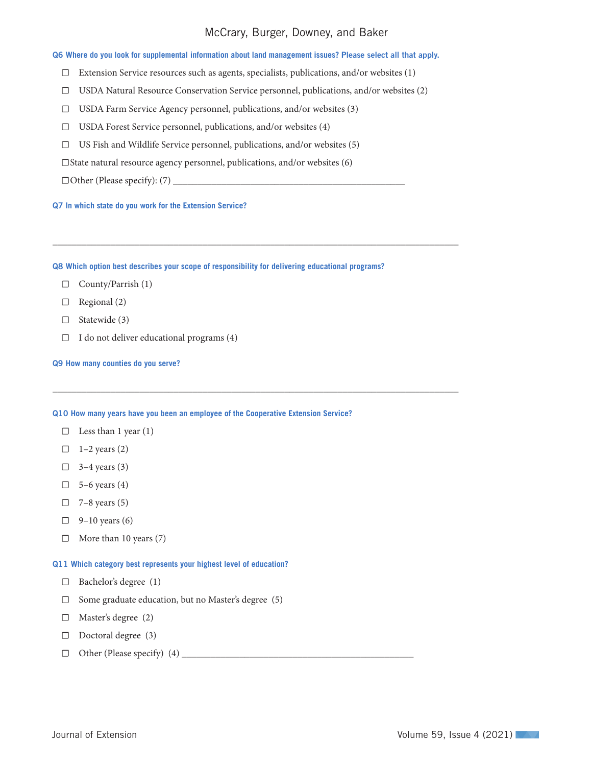**Q6 Where do you look for supplemental information about land management issues? Please select all that apply.**

- ☐ Extension Service resources such as agents, specialists, publications, and/or websites (1)
- ☐ USDA Natural Resource Conservation Service personnel, publications, and/or websites (2)
- ☐ USDA Farm Service Agency personnel, publications, and/or websites (3)
- ☐ USDA Forest Service personnel, publications, and/or websites (4)
- ☐ US Fish and Wildlife Service personnel, publications, and/or websites (5)
- ☐State natural resource agency personnel, publications, and/or websites (6)
- ☐Other (Please specify): (7) ________________________________________________

**Q7 In which state do you work for the Extension Service?**

________________________________________________________________________________

**Q8 Which option best describes your scope of responsibility for delivering educational programs?**

- ☐ County/Parrish (1)
- ☐ Regional (2)
- ☐ Statewide (3)
- ☐ I do not deliver educational programs (4)

**Q9 How many counties do you serve?**

________________________________________________________________________________

**Q10 How many years have you been an employee of the Cooperative Extension Service?**

- ☐ Less than 1 year (1)
- ☐ 1–2 years (2)
- ☐ 3–4 years (3)
- ☐ 5–6 years (4)
- ☐ 7–8 years (5)
- ☐ 9–10 years (6)
- ☐ More than 10 years (7)

**Q11 Which category best represents your highest level of education?**

- ☐ Bachelor's degree (1)
- ☐ Some graduate education, but no Master's degree (5)
- ☐ Master's degree (2)
- ☐ Doctoral degree (3)
- ☐ Other (Please specify) (4) ________________________________________________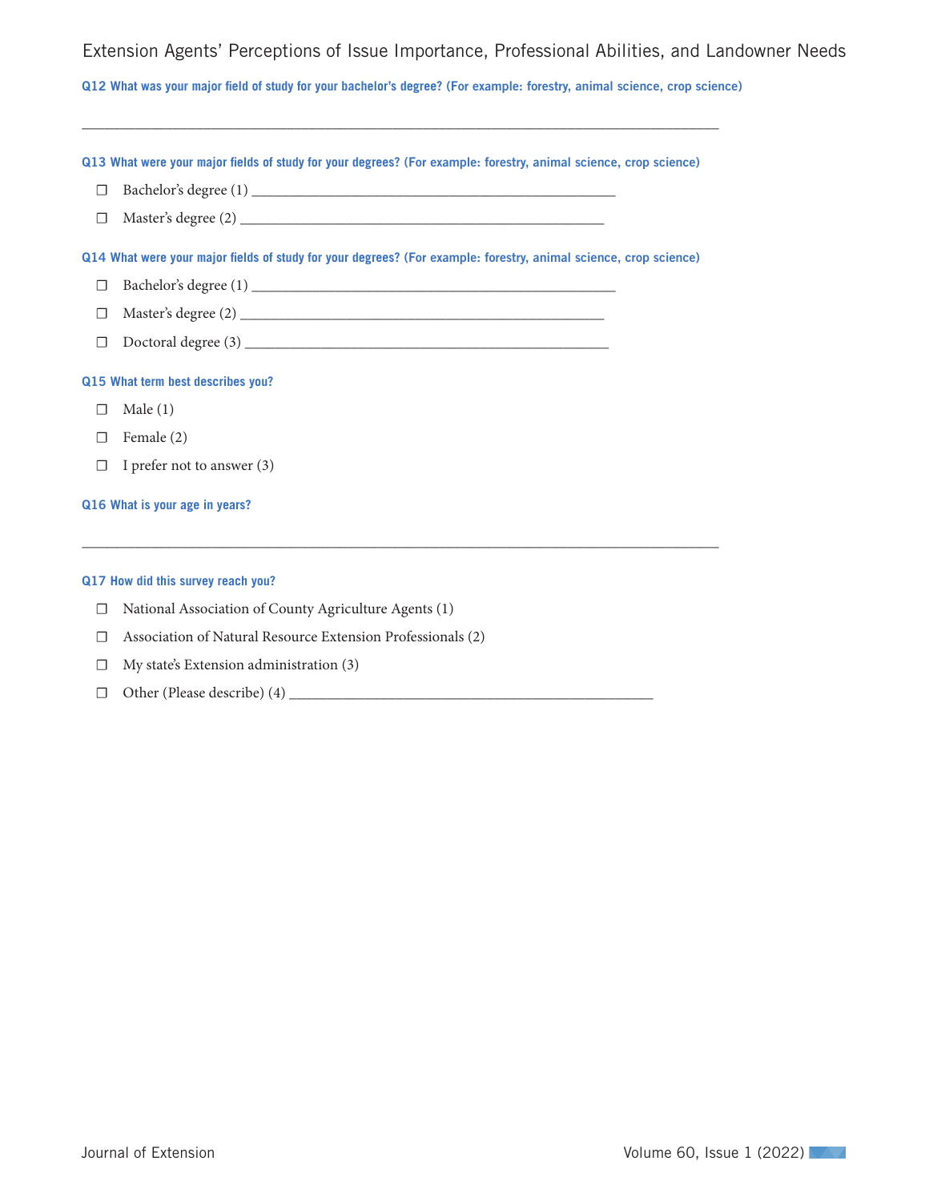**Q12 What was your major field of study for your bachelor's degree? (For example: forestry, animal science, crop science)**

________________________________________________________________

**Q13 What were your major fields of study for your degrees? (For example: forestry, animal science, crop science)**

- ☐ Bachelor's degree (1) ________________________________________________
- ☐ Master's degree (2) ________________________________________________

**Q14 What were your major fields of study for your degrees? (For example: forestry, animal science, crop science)**

- ☐ Bachelor's degree (1) ________________________________________________
- ☐ Master's degree (2) ________________________________________________
- ☐ Doctoral degree (3) ________________________________________________

**Q15 What term best describes you?**

- ☐ Male (1)
- ☐ Female (2)
- ☐ I prefer not to answer (3)

**Q16 What is your age in years?**

________________________________________________________________

**Q17 How did this survey reach you?**

- ☐ National Association of County Agriculture Agents (1)
- ☐ Association of Natural Resource Extension Professionals (2)
- ☐ My state's Extension administration (3)
- ☐ Other (Please describe) (4) ________________________________________________